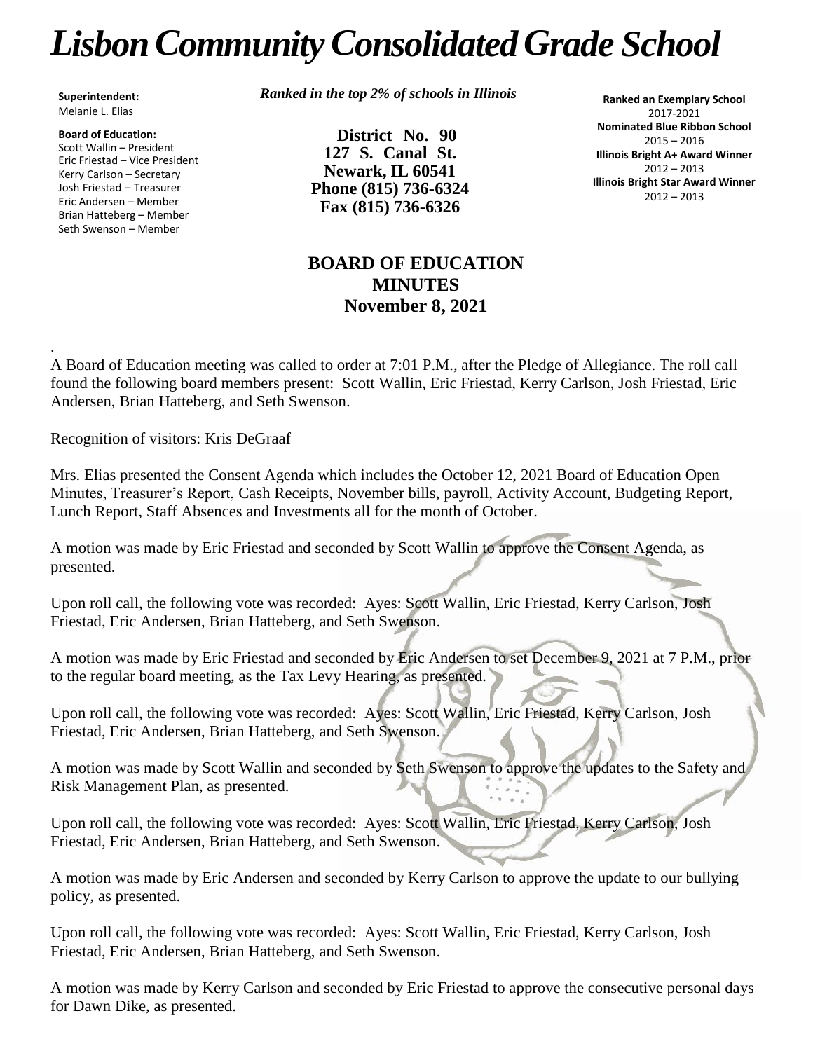# *Lisbon Community Consolidated Grade School*

**Superintendent:**
Melanie L. Elias

**Board of Education:**
Scott Wallin – President
Eric Friestad – Vice President
Kerry Carlson – Secretary
Josh Friestad – Treasurer
Eric Andersen – Member
Brian Hatteberg – Member
Seth Swenson – Member

***Ranked in the top 2% of schools in Illinois***

**District No. 90**
**127 S. Canal St.**
**Newark, IL 60541**
**Phone (815) 736-6324**
**Fax (815) 736-6326**

**Ranked an Exemplary School**
2017-2021
**Nominated Blue Ribbon School**
2015 – 2016
**Illinois Bright A+ Award Winner**
2012 – 2013
**Illinois Bright Star Award Winner**
2012 – 2013

## BOARD OF EDUCATION MINUTES
## November 8, 2021

.
A Board of Education meeting was called to order at 7:01 P.M., after the Pledge of Allegiance. The roll call found the following board members present: Scott Wallin, Eric Friestad, Kerry Carlson, Josh Friestad, Eric Andersen, Brian Hatteberg, and Seth Swenson.

Recognition of visitors: Kris DeGraaf

Mrs. Elias presented the Consent Agenda which includes the October 12, 2021 Board of Education Open Minutes, Treasurer's Report, Cash Receipts, November bills, payroll, Activity Account, Budgeting Report, Lunch Report, Staff Absences and Investments all for the month of October.

A motion was made by Eric Friestad and seconded by Scott Wallin to approve the Consent Agenda, as presented.

Upon roll call, the following vote was recorded: Ayes: Scott Wallin, Eric Friestad, Kerry Carlson, Josh Friestad, Eric Andersen, Brian Hatteberg, and Seth Swenson.

A motion was made by Eric Friestad and seconded by Eric Andersen to set December 9, 2021 at 7 P.M., prior to the regular board meeting, as the Tax Levy Hearing, as presented.

Upon roll call, the following vote was recorded: Ayes: Scott Wallin, Eric Friestad, Kerry Carlson, Josh Friestad, Eric Andersen, Brian Hatteberg, and Seth Swenson.

A motion was made by Scott Wallin and seconded by Seth Swenson to approve the updates to the Safety and Risk Management Plan, as presented.

Upon roll call, the following vote was recorded: Ayes: Scott Wallin, Eric Friestad, Kerry Carlson, Josh Friestad, Eric Andersen, Brian Hatteberg, and Seth Swenson.

A motion was made by Eric Andersen and seconded by Kerry Carlson to approve the update to our bullying policy, as presented.

Upon roll call, the following vote was recorded: Ayes: Scott Wallin, Eric Friestad, Kerry Carlson, Josh Friestad, Eric Andersen, Brian Hatteberg, and Seth Swenson.

A motion was made by Kerry Carlson and seconded by Eric Friestad to approve the consecutive personal days for Dawn Dike, as presented.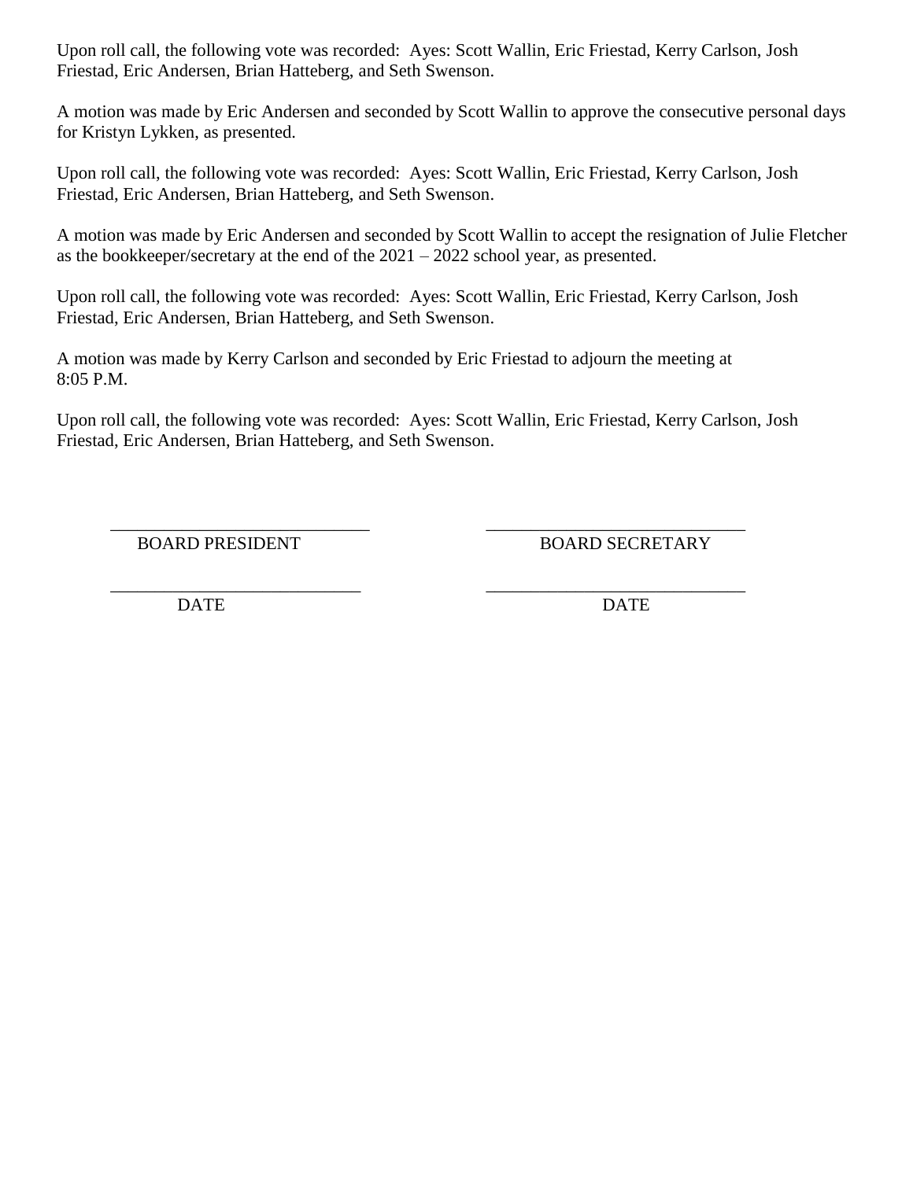Upon roll call, the following vote was recorded: Ayes: Scott Wallin, Eric Friestad, Kerry Carlson, Josh Friestad, Eric Andersen, Brian Hatteberg, and Seth Swenson.

A motion was made by Eric Andersen and seconded by Scott Wallin to approve the consecutive personal days for Kristyn Lykken, as presented.

Upon roll call, the following vote was recorded: Ayes: Scott Wallin, Eric Friestad, Kerry Carlson, Josh Friestad, Eric Andersen, Brian Hatteberg, and Seth Swenson.

A motion was made by Eric Andersen and seconded by Scott Wallin to accept the resignation of Julie Fletcher as the bookkeeper/secretary at the end of the 2021 – 2022 school year, as presented.

Upon roll call, the following vote was recorded: Ayes: Scott Wallin, Eric Friestad, Kerry Carlson, Josh Friestad, Eric Andersen, Brian Hatteberg, and Seth Swenson.

A motion was made by Kerry Carlson and seconded by Eric Friestad to adjourn the meeting at 8:05 P.M.

Upon roll call, the following vote was recorded: Ayes: Scott Wallin, Eric Friestad, Kerry Carlson, Josh Friestad, Eric Andersen, Brian Hatteberg, and Seth Swenson.

| | |
|---|---|
| ____________________________ | ____________________________ |
| BOARD PRESIDENT | BOARD SECRETARY |
| ____________________________ | ____________________________ |
| DATE | DATE |